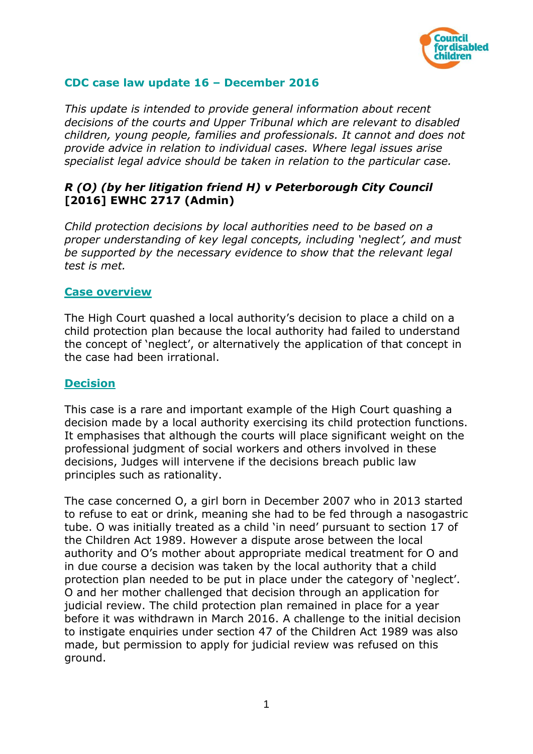## CDC case law update 16 – December 2016

*This update is intended to provide general information about recent decisions of the courts and Upper Tribunal which are relevant to disabled children, young people, families and professionals. It cannot and does not provide advice in relation to individual cases. Where legal issues arise specialist legal advice should be taken in relation to the particular case.*

### *R (O) (by her litigation friend H) v Peterborough City Council* [2016] EWHC 2717 (Admin)

*Child protection decisions by local authorities need to be based on a proper understanding of key legal concepts, including 'neglect', and must be supported by the necessary evidence to show that the relevant legal test is met.*

#### Case overview

The High Court quashed a local authority's decision to place a child on a child protection plan because the local authority had failed to understand the concept of 'neglect', or alternatively the application of that concept in the case had been irrational.

#### Decision

This case is a rare and important example of the High Court quashing a decision made by a local authority exercising its child protection functions. It emphasises that although the courts will place significant weight on the professional judgment of social workers and others involved in these decisions, Judges will intervene if the decisions breach public law principles such as rationality.

The case concerned O, a girl born in December 2007 who in 2013 started to refuse to eat or drink, meaning she had to be fed through a nasogastric tube. O was initially treated as a child 'in need' pursuant to section 17 of the Children Act 1989. However a dispute arose between the local authority and O's mother about appropriate medical treatment for O and in due course a decision was taken by the local authority that a child protection plan needed to be put in place under the category of 'neglect'. O and her mother challenged that decision through an application for judicial review. The child protection plan remained in place for a year before it was withdrawn in March 2016. A challenge to the initial decision to instigate enquiries under section 47 of the Children Act 1989 was also made, but permission to apply for judicial review was refused on this ground.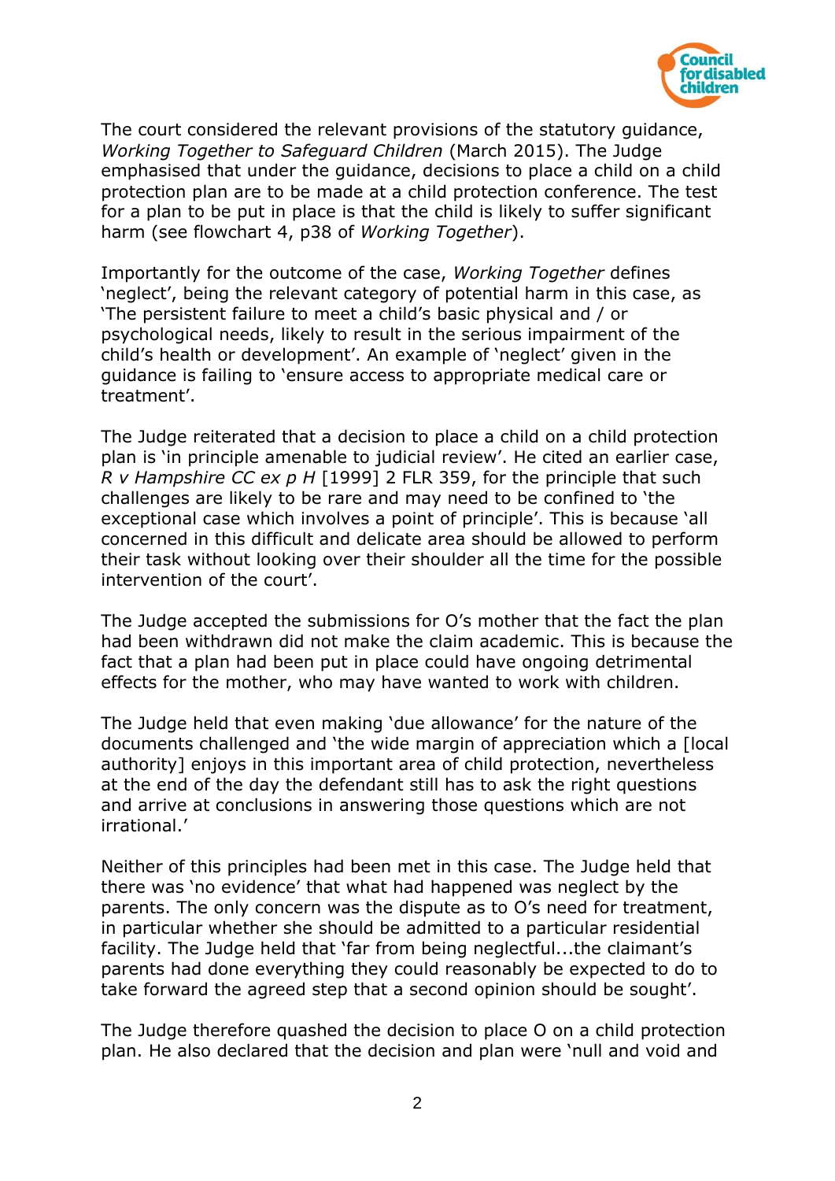The court considered the relevant provisions of the statutory guidance, *Working Together to Safeguard Children* (March 2015). The Judge emphasised that under the guidance, decisions to place a child on a child protection plan are to be made at a child protection conference. The test for a plan to be put in place is that the child is likely to suffer significant harm (see flowchart 4, p38 of *Working Together*).

Importantly for the outcome of the case, *Working Together* defines 'neglect', being the relevant category of potential harm in this case, as 'The persistent failure to meet a child's basic physical and / or psychological needs, likely to result in the serious impairment of the child's health or development'. An example of 'neglect' given in the guidance is failing to 'ensure access to appropriate medical care or treatment'.

The Judge reiterated that a decision to place a child on a child protection plan is 'in principle amenable to judicial review'. He cited an earlier case, *R v Hampshire CC ex p H* [1999] 2 FLR 359, for the principle that such challenges are likely to be rare and may need to be confined to 'the exceptional case which involves a point of principle'. This is because 'all concerned in this difficult and delicate area should be allowed to perform their task without looking over their shoulder all the time for the possible intervention of the court'.

The Judge accepted the submissions for O's mother that the fact the plan had been withdrawn did not make the claim academic. This is because the fact that a plan had been put in place could have ongoing detrimental effects for the mother, who may have wanted to work with children.

The Judge held that even making 'due allowance' for the nature of the documents challenged and 'the wide margin of appreciation which a [local authority] enjoys in this important area of child protection, nevertheless at the end of the day the defendant still has to ask the right questions and arrive at conclusions in answering those questions which are not irrational.'

Neither of this principles had been met in this case. The Judge held that there was 'no evidence' that what had happened was neglect by the parents. The only concern was the dispute as to O's need for treatment, in particular whether she should be admitted to a particular residential facility. The Judge held that 'far from being neglectful...the claimant's parents had done everything they could reasonably be expected to do to take forward the agreed step that a second opinion should be sought'.

The Judge therefore quashed the decision to place O on a child protection plan. He also declared that the decision and plan were 'null and void and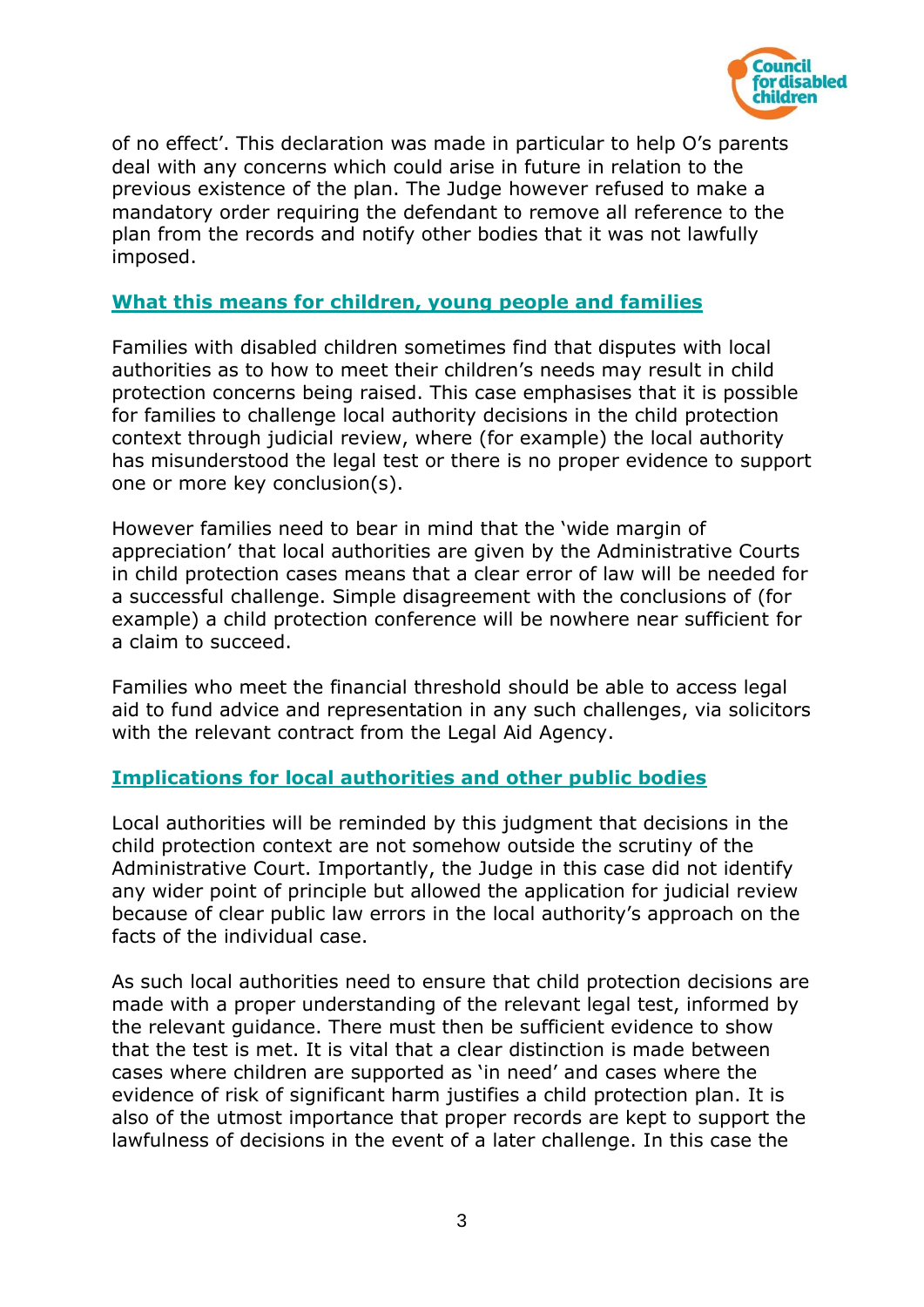of no effect'. This declaration was made in particular to help O's parents deal with any concerns which could arise in future in relation to the previous existence of the plan. The Judge however refused to make a mandatory order requiring the defendant to remove all reference to the plan from the records and notify other bodies that it was not lawfully imposed.

## What this means for children, young people and families

Families with disabled children sometimes find that disputes with local authorities as to how to meet their children's needs may result in child protection concerns being raised. This case emphasises that it is possible for families to challenge local authority decisions in the child protection context through judicial review, where (for example) the local authority has misunderstood the legal test or there is no proper evidence to support one or more key conclusion(s).

However families need to bear in mind that the 'wide margin of appreciation' that local authorities are given by the Administrative Courts in child protection cases means that a clear error of law will be needed for a successful challenge. Simple disagreement with the conclusions of (for example) a child protection conference will be nowhere near sufficient for a claim to succeed.

Families who meet the financial threshold should be able to access legal aid to fund advice and representation in any such challenges, via solicitors with the relevant contract from the Legal Aid Agency.

## Implications for local authorities and other public bodies

Local authorities will be reminded by this judgment that decisions in the child protection context are not somehow outside the scrutiny of the Administrative Court. Importantly, the Judge in this case did not identify any wider point of principle but allowed the application for judicial review because of clear public law errors in the local authority's approach on the facts of the individual case.

As such local authorities need to ensure that child protection decisions are made with a proper understanding of the relevant legal test, informed by the relevant guidance. There must then be sufficient evidence to show that the test is met. It is vital that a clear distinction is made between cases where children are supported as 'in need' and cases where the evidence of risk of significant harm justifies a child protection plan. It is also of the utmost importance that proper records are kept to support the lawfulness of decisions in the event of a later challenge. In this case the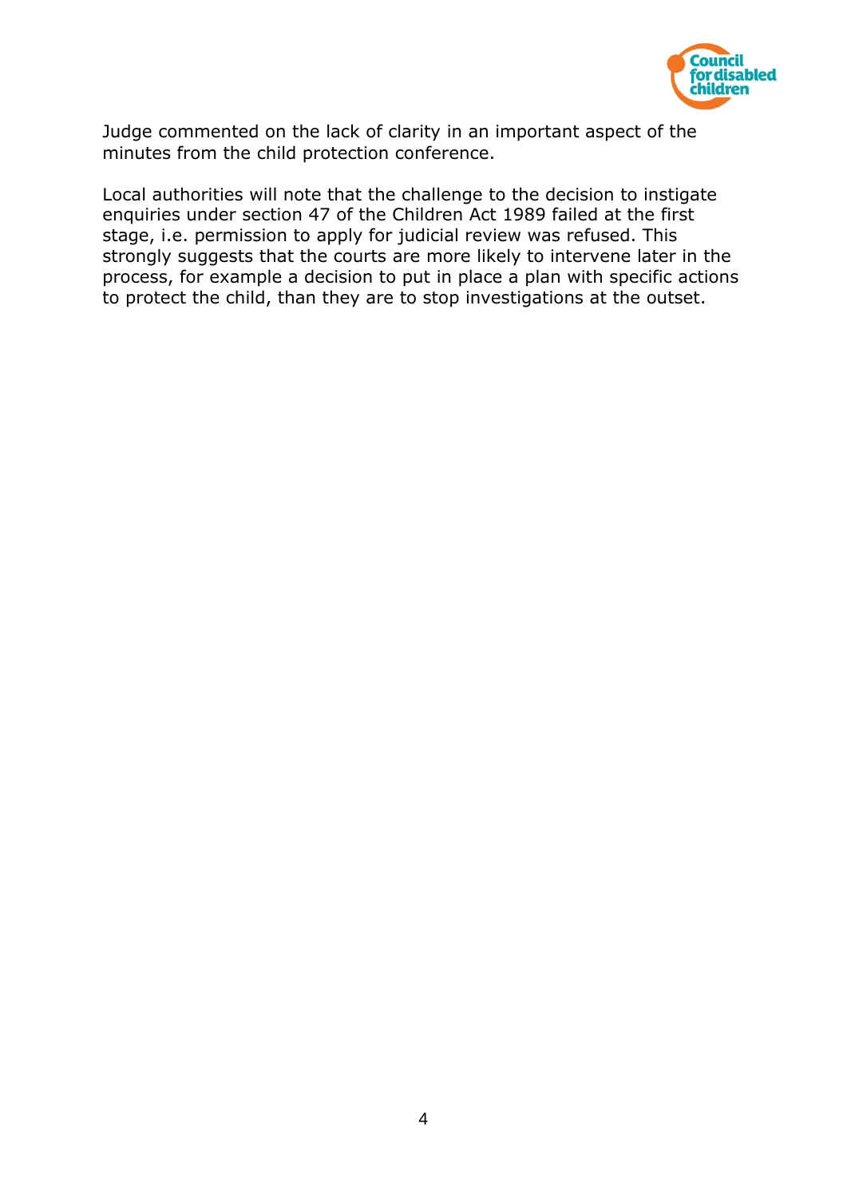Judge commented on the lack of clarity in an important aspect of the minutes from the child protection conference.

Local authorities will note that the challenge to the decision to instigate enquiries under section 47 of the Children Act 1989 failed at the first stage, i.e. permission to apply for judicial review was refused. This strongly suggests that the courts are more likely to intervene later in the process, for example a decision to put in place a plan with specific actions to protect the child, than they are to stop investigations at the outset.